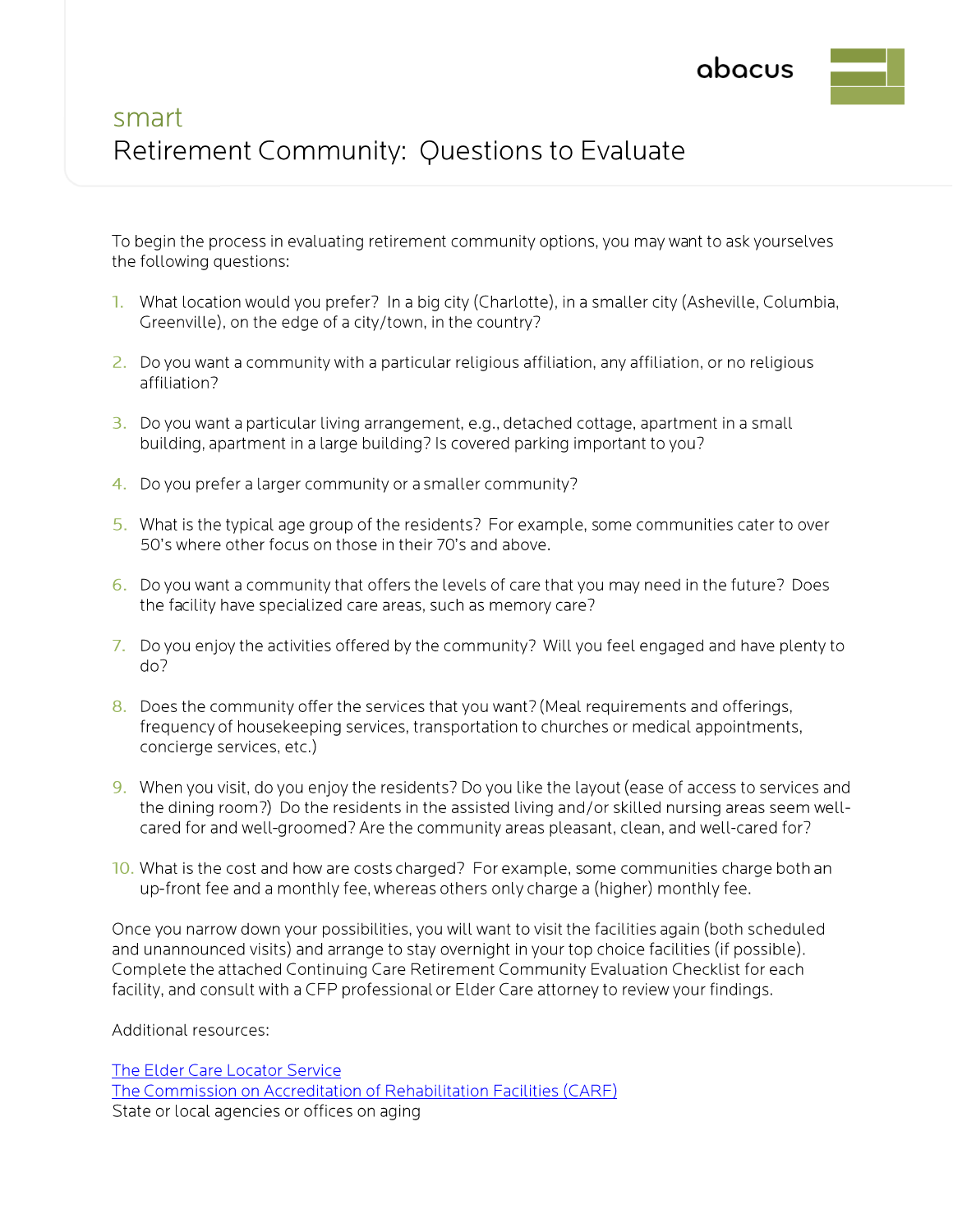abacus

smart

# Retirement Community: Questions to Evaluate

To begin the process in evaluating retirement community options, you may want to ask yourselves the following questions:

1. What location would you prefer? In a big city (Charlotte), in a smaller city (Asheville, Columbia, Greenville), on the edge of a city/town, in the country?
2. Do you want a community with a particular religious affiliation, any affiliation, or no religious affiliation?
3. Do you want a particular living arrangement, e.g., detached cottage, apartment in a small building, apartment in a large building? Is covered parking important to you?
4. Do you prefer a larger community or a smaller community?
5. What is the typical age group of the residents? For example, some communities cater to over 50's where other focus on those in their 70's and above.
6. Do you want a community that offers the levels of care that you may need in the future? Does the facility have specialized care areas, such as memory care?
7. Do you enjoy the activities offered by the community? Will you feel engaged and have plenty to do?
8. Does the community offer the services that you want? (Meal requirements and offerings, frequency of housekeeping services, transportation to churches or medical appointments, concierge services, etc.)
9. When you visit, do you enjoy the residents? Do you like the layout (ease of access to services and the dining room?) Do the residents in the assisted living and/or skilled nursing areas seem well-cared for and well-groomed? Are the community areas pleasant, clean, and well-cared for?
10. What is the cost and how are costs charged? For example, some communities charge both an up-front fee and a monthly fee, whereas others only charge a (higher) monthly fee.

Once you narrow down your possibilities, you will want to visit the facilities again (both scheduled and unannounced visits) and arrange to stay overnight in your top choice facilities (if possible). Complete the attached Continuing Care Retirement Community Evaluation Checklist for each facility, and consult with a CFP professional or Elder Care attorney to review your findings.

Additional resources:

The Elder Care Locator Service
The Commission on Accreditation of Rehabilitation Facilities (CARF)
State or local agencies or offices on aging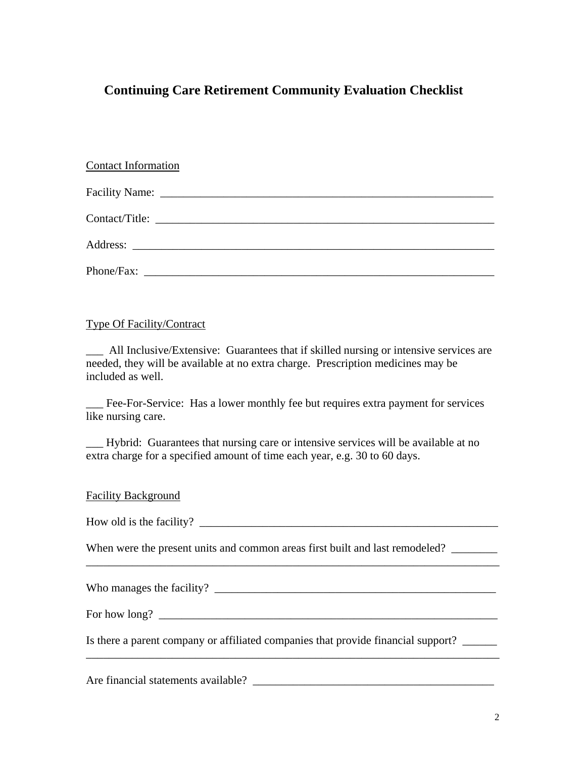# Continuing Care Retirement Community Evaluation Checklist

<u>Contact Information</u>

Facility Name: ____________________________________________________________

Contact/Title: ____________________________________________________________

Address: ________________________________________________________________

Phone/Fax: ______________________________________________________________

<u>Type Of Facility/Contract</u>

___ All Inclusive/Extensive: Guarantees that if skilled nursing or intensive services are needed, they will be available at no extra charge. Prescription medicines may be included as well.

___ Fee-For-Service: Has a lower monthly fee but requires extra payment for services like nursing care.

___ Hybrid: Guarantees that nursing care or intensive services will be available at no extra charge for a specified amount of time each year, e.g. 30 to 60 days.

<u>Facility Background</u>

How old is the facility? _____________________________________________________

When were the present units and common areas first built and last remodeled? ________
_____________________________________________________________________________

Who manages the facility? ___________________________________________________

For how long? ____________________________________________________________

Is there a parent company or affiliated companies that provide financial support? ______
_____________________________________________________________________________

Are financial statements available? ___________________________________________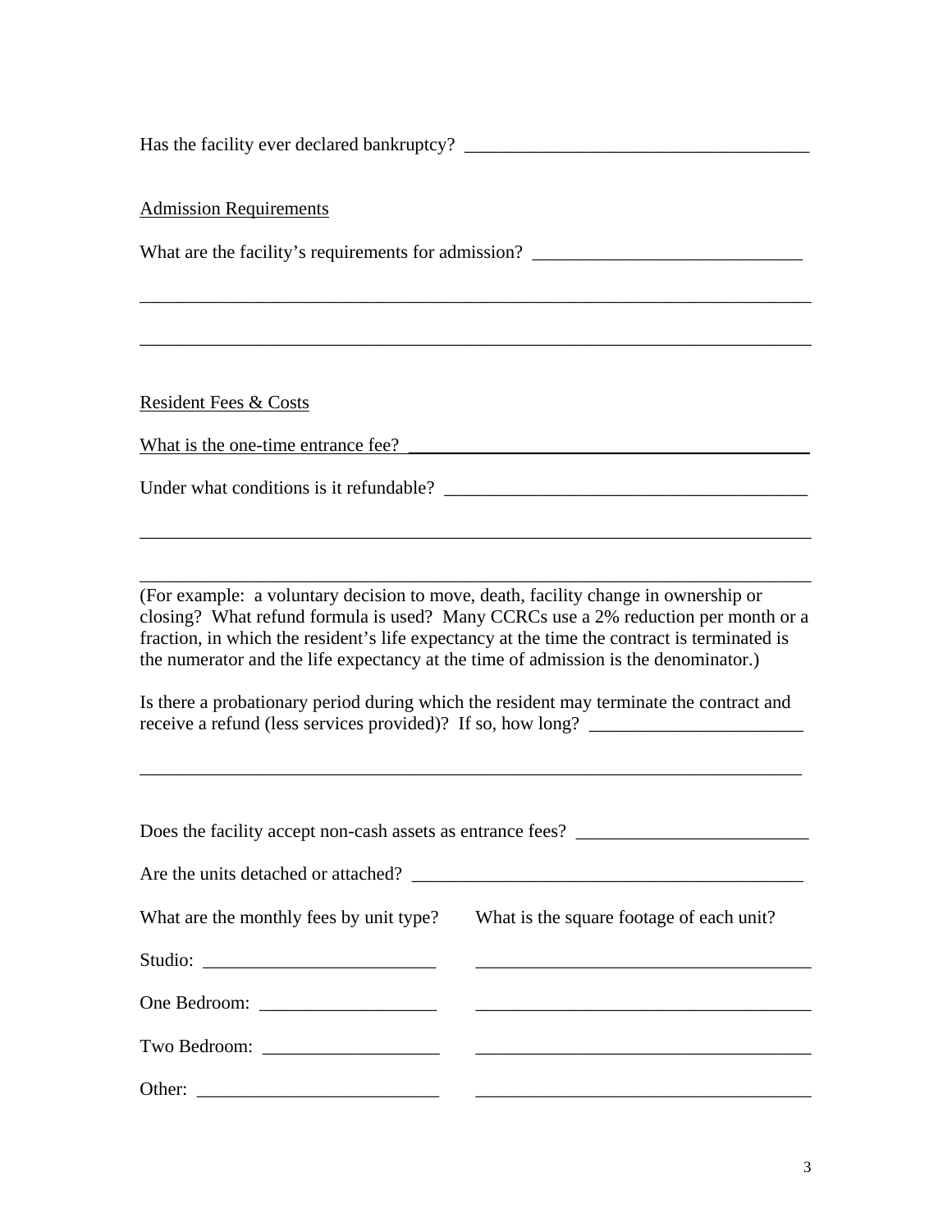Has the facility ever declared bankruptcy? ____________________________________

Admission Requirements

What are the facility's requirements for admission? ____________________________

________________________________________________________________________

________________________________________________________________________

Resident Fees & Costs

What is the one-time entrance fee? ___________________________________________

Under what conditions is it refundable? ______________________________________

________________________________________________________________________

________________________________________________________________________

(For example: a voluntary decision to move, death, facility change in ownership or closing? What refund formula is used? Many CCRCs use a 2% reduction per month or a fraction, in which the resident's life expectancy at the time the contract is terminated is the numerator and the life expectancy at the time of admission is the denominator.)

Is there a probationary period during which the resident may terminate the contract and receive a refund (less services provided)? If so, how long? _______________________

________________________________________________________________________

Does the facility accept non-cash assets as entrance fees? _________________________

Are the units detached or attached? __________________________________________

| What are the monthly fees by unit type? | What is the square footage of each unit? |
|---|---|
| Studio: _________________________ | ____________________________________ |
| One Bedroom: ___________________ | ____________________________________ |
| Two Bedroom: ___________________ | ____________________________________ |
| Other: __________________________ | ____________________________________ |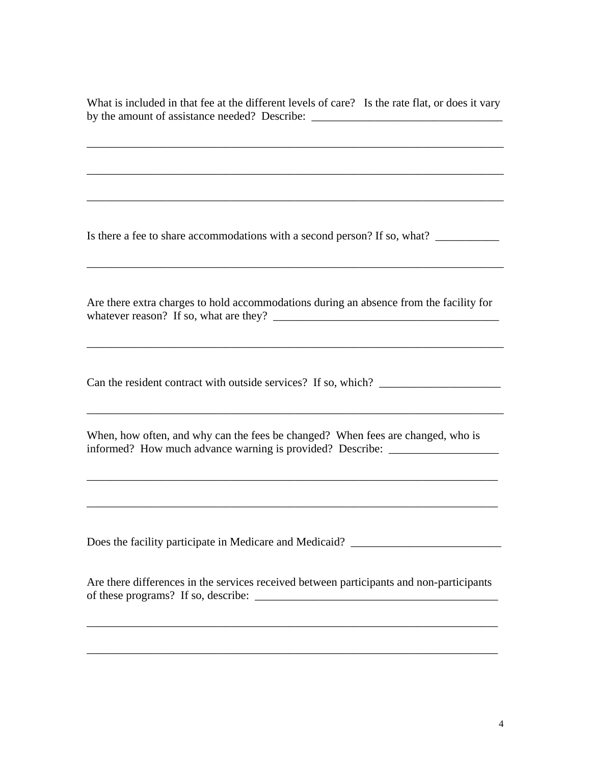What is included in that fee at the different levels of care? Is the rate flat, or does it vary by the amount of assistance needed? Describe: _________________________________

___________________________________________________________________________

___________________________________________________________________________

___________________________________________________________________________

Is there a fee to share accommodations with a second person? If so, what? ___________

___________________________________________________________________________

Are there extra charges to hold accommodations during an absence from the facility for whatever reason? If so, what are they? _______________________________________

___________________________________________________________________________

Can the resident contract with outside services? If so, which? _____________________

___________________________________________________________________________

When, how often, and why can the fees be changed? When fees are changed, who is informed? How much advance warning is provided? Describe: ___________________

___________________________________________________________________________

___________________________________________________________________________

Does the facility participate in Medicare and Medicaid? __________________________

Are there differences in the services received between participants and non-participants of these programs? If so, describe: ___________________________________________

___________________________________________________________________________

___________________________________________________________________________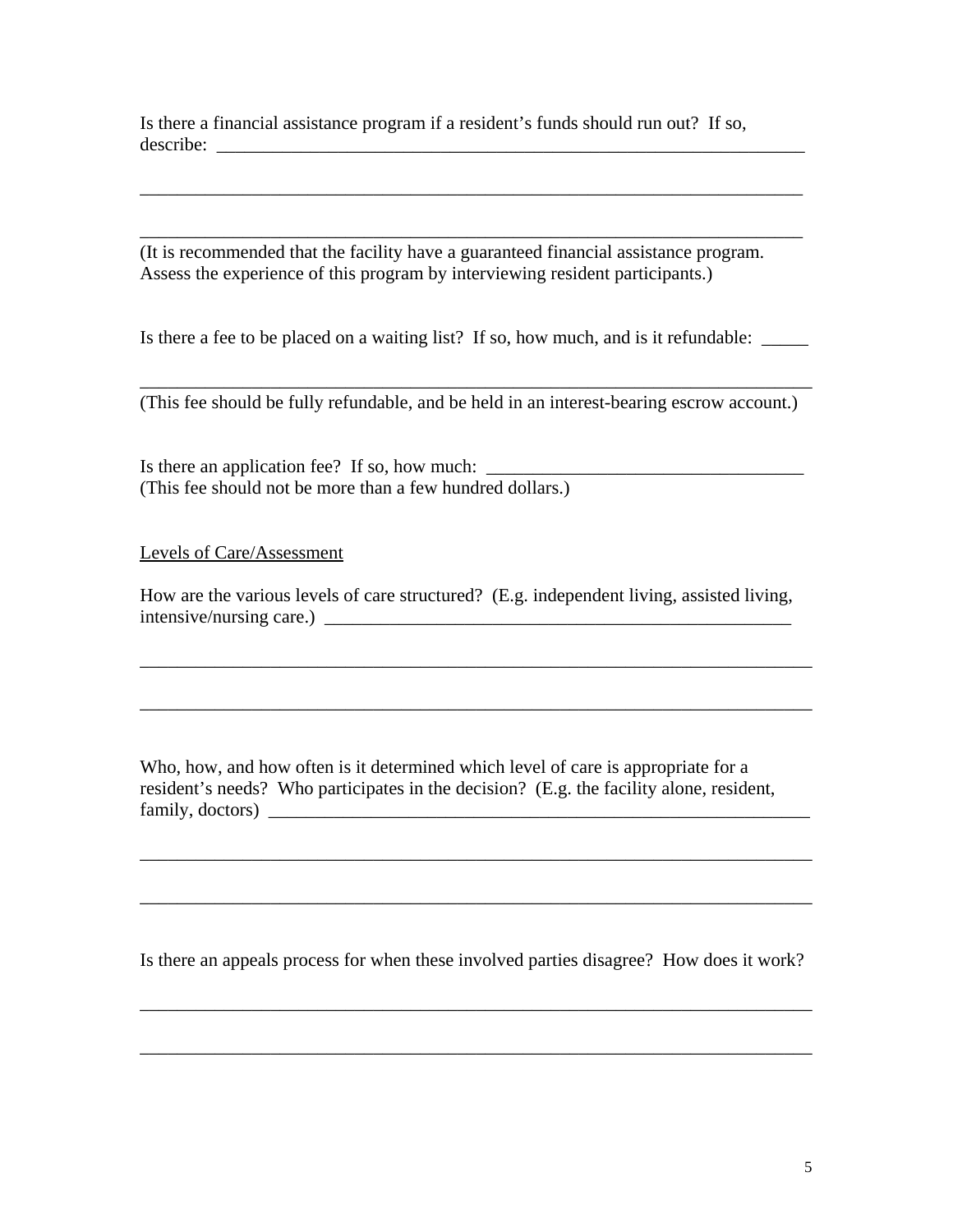Is there a financial assistance program if a resident's funds should run out? If so, describe: ____________________________________________________________________

________________________________________________________________________

________________________________________________________________________

(It is recommended that the facility have a guaranteed financial assistance program. Assess the experience of this program by interviewing resident participants.)

Is there a fee to be placed on a waiting list? If so, how much, and is it refundable: _____

________________________________________________________________________

(This fee should be fully refundable, and be held in an interest-bearing escrow account.)

Is there an application fee? If so, how much: ___________________________________

(This fee should not be more than a few hundred dollars.)

<u>Levels of Care/Assessment</u>

How are the various levels of care structured? (E.g. independent living, assisted living, intensive/nursing care.) _____________________________________________________

________________________________________________________________________

________________________________________________________________________

Who, how, and how often is it determined which level of care is appropriate for a resident's needs? Who participates in the decision? (E.g. the facility alone, resident, family, doctors) __________________________________________________________

________________________________________________________________________

________________________________________________________________________

Is there an appeals process for when these involved parties disagree? How does it work?

________________________________________________________________________

________________________________________________________________________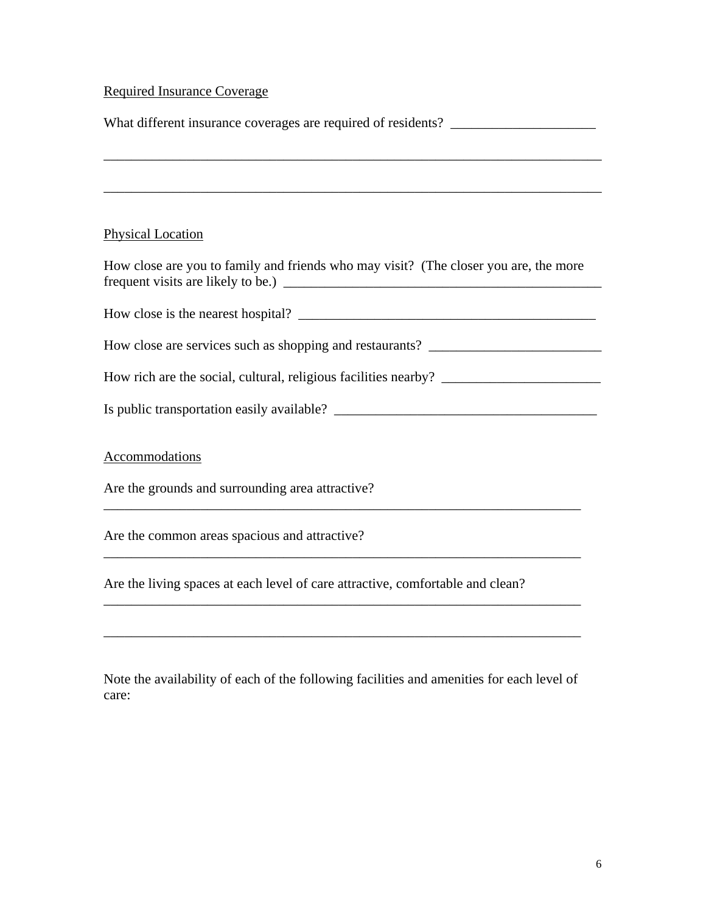<u>Required Insurance Coverage</u>

What different insurance coverages are required of residents? _____________________

___________________________________________________________________________

___________________________________________________________________________

<u>Physical Location</u>

How close are you to family and friends who may visit? (The closer you are, the more frequent visits are likely to be.) ________________________________________________

How close is the nearest hospital? ____________________________________________

How close are services such as shopping and restaurants? _________________________

How rich are the social, cultural, religious facilities nearby? _______________________

Is public transportation easily available? ______________________________________

<u>Accommodations</u>

Are the grounds and surrounding area attractive?
_________________________________________________________________________

Are the common areas spacious and attractive?
_________________________________________________________________________

Are the living spaces at each level of care attractive, comfortable and clean?
_________________________________________________________________________

_________________________________________________________________________

Note the availability of each of the following facilities and amenities for each level of care: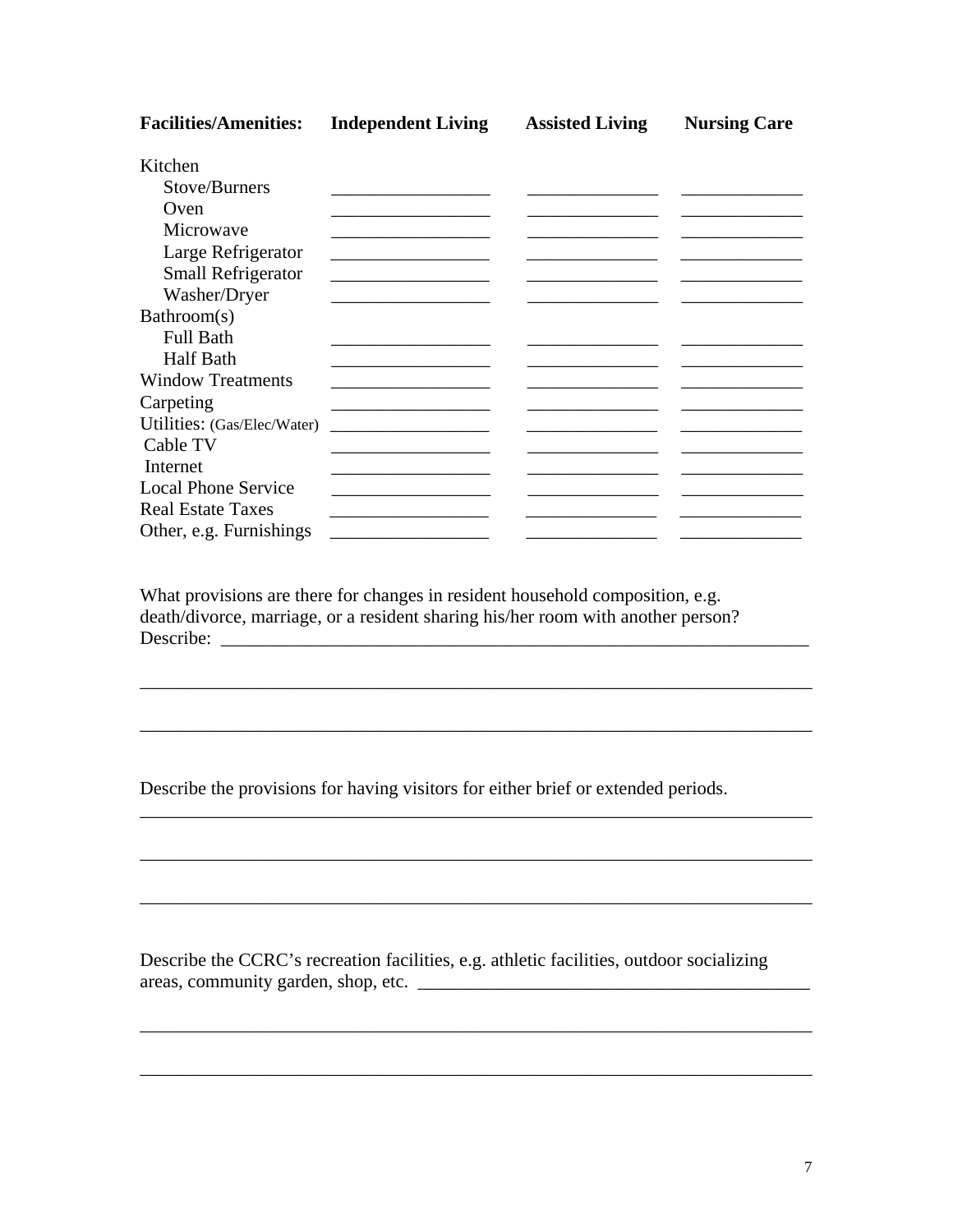| Facilities/Amenities: | Independent Living | Assisted Living | Nursing Care |
|---|---|---|---|
| Kitchen | | | |
| Stove/Burners | ________________ | ______________ | _____________ |
| Oven | ________________ | ______________ | _____________ |
| Microwave | ________________ | ______________ | _____________ |
| Large Refrigerator | ________________ | ______________ | _____________ |
| Small Refrigerator | ________________ | ______________ | _____________ |
| Washer/Dryer | ________________ | ______________ | _____________ |
| Bathroom(s) | | | |
| Full Bath | ________________ | ______________ | _____________ |
| Half Bath | ________________ | ______________ | _____________ |
| Window Treatments | ________________ | ______________ | _____________ |
| Carpeting | ________________ | ______________ | _____________ |
| Utilities: (Gas/Elec/Water) | ________________ | ______________ | _____________ |
| Cable TV | ________________ | ______________ | _____________ |
| Internet | ________________ | ______________ | _____________ |
| Local Phone Service | ________________ | ______________ | _____________ |
| Real Estate Taxes | ________________ | ______________ | _____________ |
| Other, e.g. Furnishings | ________________ | ______________ | _____________ |

What provisions are there for changes in resident household composition, e.g. death/divorce, marriage, or a resident sharing his/her room with another person? Describe: ______________________________________________________________

_____________________________________________________________________

_____________________________________________________________________

Describe the provisions for having visitors for either brief or extended periods.

_____________________________________________________________________

_____________________________________________________________________

_____________________________________________________________________

Describe the CCRC's recreation facilities, e.g. athletic facilities, outdoor socializing areas, community garden, shop, etc. ________________________________________

_____________________________________________________________________

_____________________________________________________________________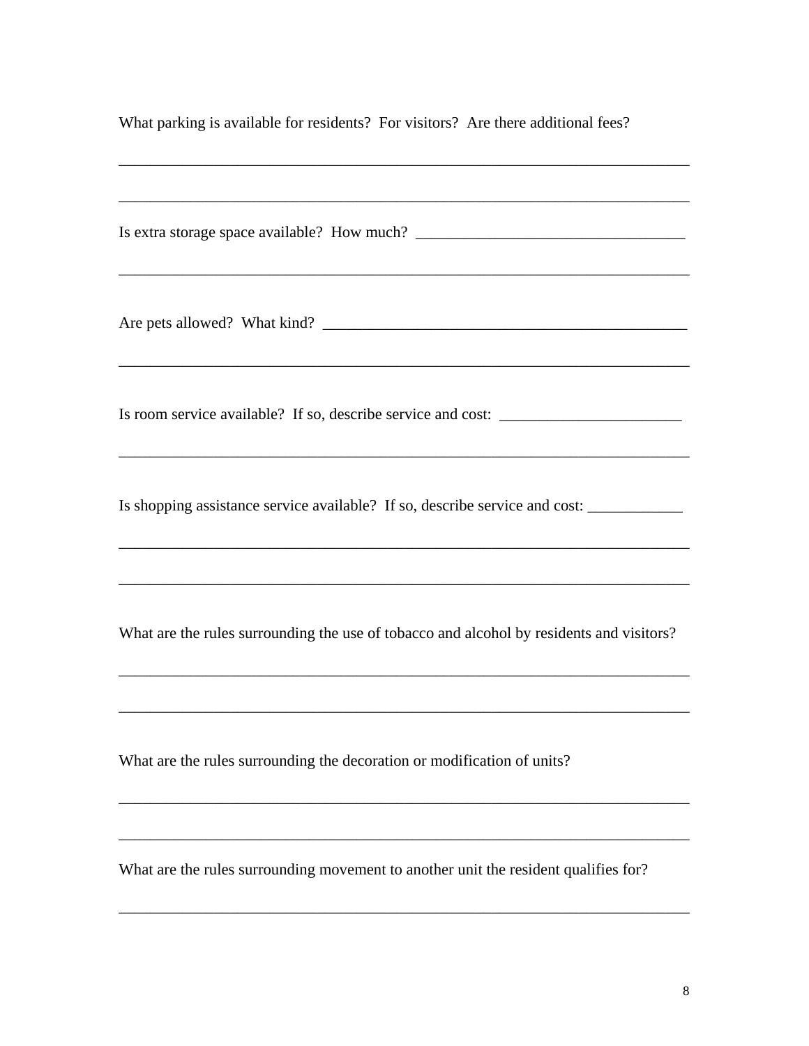What parking is available for residents?  For visitors?  Are there additional fees?

___________________________________________________________________________

___________________________________________________________________________

Is extra storage space available?  How much?  ___________________________________

___________________________________________________________________________

Are pets allowed?  What kind?  ______________________________________________

___________________________________________________________________________

Is room service available?  If so, describe service and cost:  _______________________

___________________________________________________________________________

Is shopping assistance service available?  If so, describe service and cost: ____________

___________________________________________________________________________

___________________________________________________________________________

What are the rules surrounding the use of tobacco and alcohol by residents and visitors?

___________________________________________________________________________

___________________________________________________________________________

What are the rules surrounding the decoration or modification of units?

___________________________________________________________________________

___________________________________________________________________________

What are the rules surrounding movement to another unit the resident qualifies for?

___________________________________________________________________________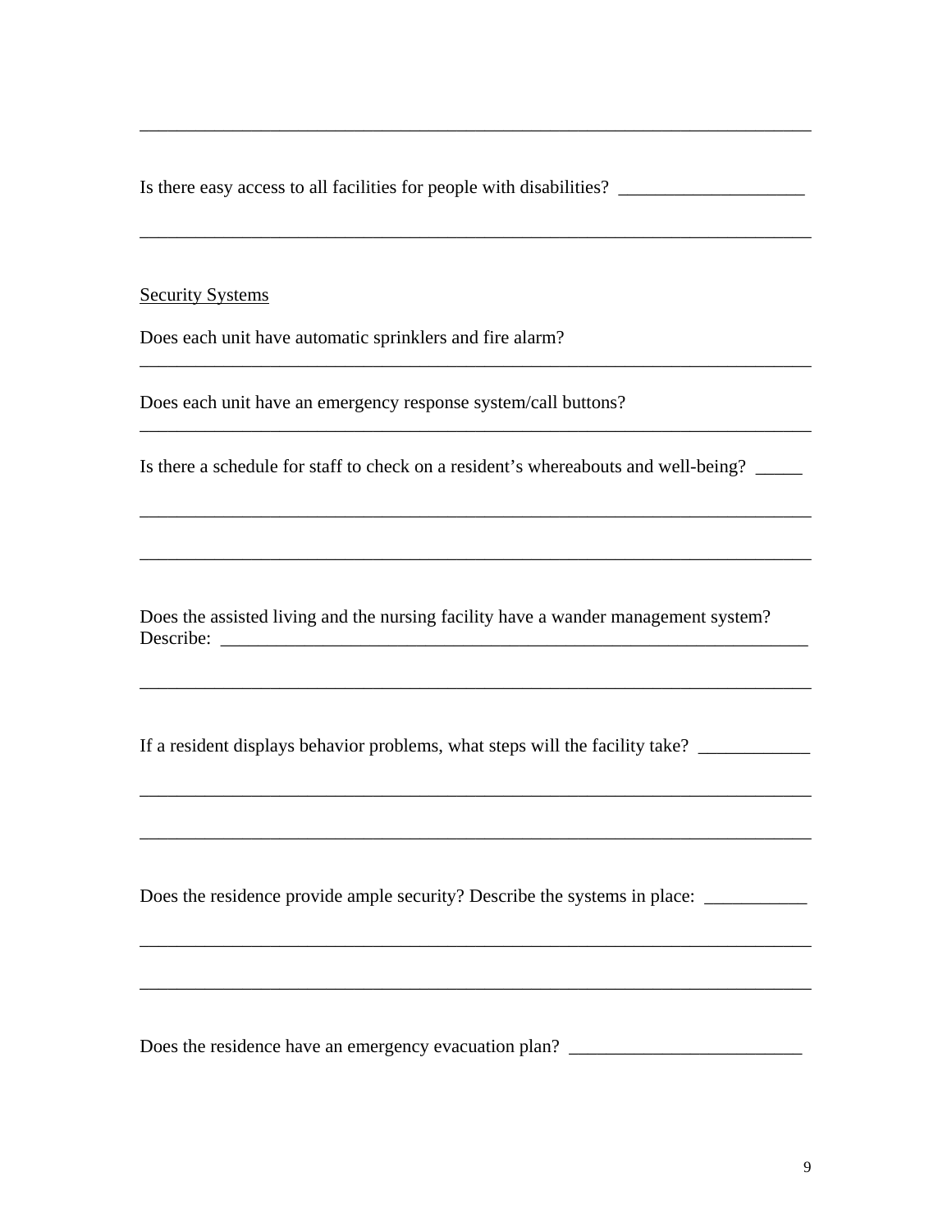______________________________________________________________________

Is there easy access to all facilities for people with disabilities? ____________________

______________________________________________________________________

Security Systems

Does each unit have automatic sprinklers and fire alarm?

______________________________________________________________________

Does each unit have an emergency response system/call buttons?

______________________________________________________________________

Is there a schedule for staff to check on a resident's whereabouts and well-being? _____

______________________________________________________________________

______________________________________________________________________

Does the assisted living and the nursing facility have a wander management system? Describe: _________________________________________________________________

______________________________________________________________________

If a resident displays behavior problems, what steps will the facility take? ____________

______________________________________________________________________

______________________________________________________________________

Does the residence provide ample security? Describe the systems in place: ___________

______________________________________________________________________

______________________________________________________________________

Does the residence have an emergency evacuation plan? _________________________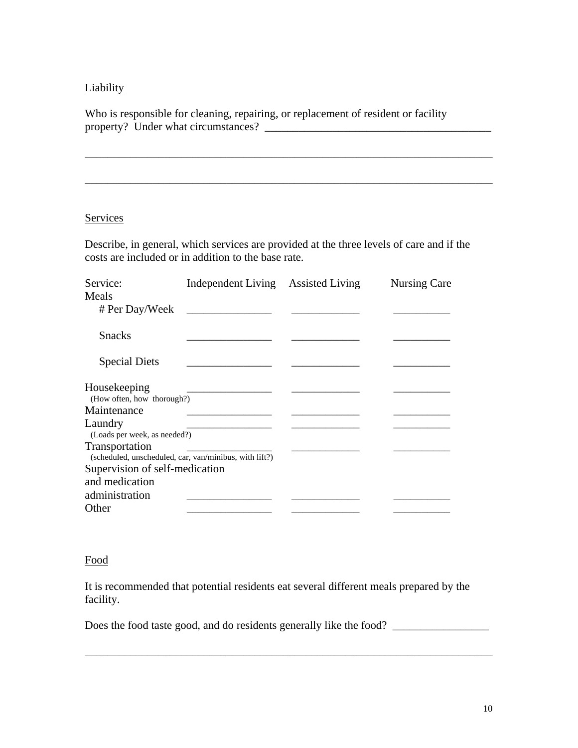Liability

Who is responsible for cleaning, repairing, or replacement of resident or facility property? Under what circumstances? ________________________________________

_________________________________________________________________________

_________________________________________________________________________

Services

Describe, in general, which services are provided at the three levels of care and if the costs are included or in addition to the base rate.

| Service: | Independent Living | Assisted Living | Nursing Care |
|---|---|---|---|
| Meals | | | |
| # Per Day/Week | _______________ | ____________ | __________ |
| Snacks | _______________ | ____________ | __________ |
| Special Diets | _______________ | ____________ | __________ |
| Housekeeping (How often, how thorough?) | _______________ | ____________ | __________ |
| Maintenance | _______________ | ____________ | __________ |
| Laundry (Loads per week, as needed?) | _______________ | ____________ | __________ |
| Transportation (scheduled, unscheduled, car, van/minibus, with lift?) | _______________ | ____________ | __________ |
| Supervision of self-medication and medication administration | _______________ | ____________ | __________ |
| Other | _______________ | ____________ | __________ |

Food

It is recommended that potential residents eat several different meals prepared by the facility.

Does the food taste good, and do residents generally like the food? _________________

_________________________________________________________________________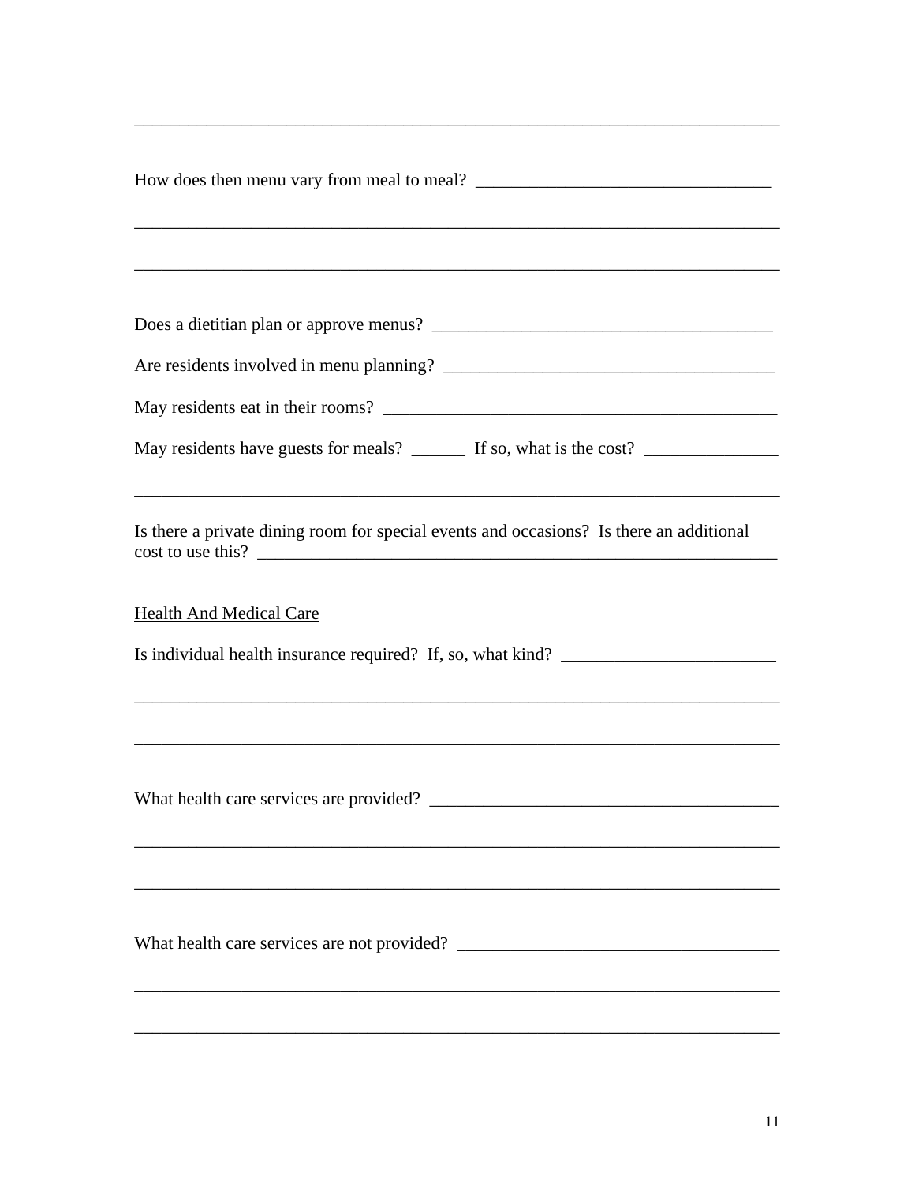\_\_\_\_\_\_\_\_\_\_\_\_\_\_\_\_\_\_\_\_\_\_\_\_\_\_\_\_\_\_\_\_\_\_\_\_\_\_\_\_\_\_\_\_\_\_\_\_\_\_\_\_\_\_\_\_\_\_\_\_\_\_\_\_\_\_\_\_\_\_

How does then menu vary from meal to meal? \_\_\_\_\_\_\_\_\_\_\_\_\_\_\_\_\_\_\_\_\_\_\_\_\_\_\_\_\_\_\_\_\_

\_\_\_\_\_\_\_\_\_\_\_\_\_\_\_\_\_\_\_\_\_\_\_\_\_\_\_\_\_\_\_\_\_\_\_\_\_\_\_\_\_\_\_\_\_\_\_\_\_\_\_\_\_\_\_\_\_\_\_\_\_\_\_\_\_\_\_\_\_\_

\_\_\_\_\_\_\_\_\_\_\_\_\_\_\_\_\_\_\_\_\_\_\_\_\_\_\_\_\_\_\_\_\_\_\_\_\_\_\_\_\_\_\_\_\_\_\_\_\_\_\_\_\_\_\_\_\_\_\_\_\_\_\_\_\_\_\_\_\_\_

Does a dietitian plan or approve menus? \_\_\_\_\_\_\_\_\_\_\_\_\_\_\_\_\_\_\_\_\_\_\_\_\_\_\_\_\_\_\_\_\_\_\_\_\_\_

Are residents involved in menu planning? \_\_\_\_\_\_\_\_\_\_\_\_\_\_\_\_\_\_\_\_\_\_\_\_\_\_\_\_\_\_\_\_\_\_\_\_\_

May residents eat in their rooms? \_\_\_\_\_\_\_\_\_\_\_\_\_\_\_\_\_\_\_\_\_\_\_\_\_\_\_\_\_\_\_\_\_\_\_\_\_\_\_\_\_\_\_

May residents have guests for meals? \_\_\_\_\_\_ If so, what is the cost? \_\_\_\_\_\_\_\_\_\_\_\_\_\_\_

\_\_\_\_\_\_\_\_\_\_\_\_\_\_\_\_\_\_\_\_\_\_\_\_\_\_\_\_\_\_\_\_\_\_\_\_\_\_\_\_\_\_\_\_\_\_\_\_\_\_\_\_\_\_\_\_\_\_\_\_\_\_\_\_\_\_\_\_\_\_

Is there a private dining room for special events and occasions? Is there an additional cost to use this? \_\_\_\_\_\_\_\_\_\_\_\_\_\_\_\_\_\_\_\_\_\_\_\_\_\_\_\_\_\_\_\_\_\_\_\_\_\_\_\_\_\_\_\_\_\_\_\_\_\_\_\_\_\_\_\_\_\_

## Health And Medical Care

Is individual health insurance required? If, so, what kind? \_\_\_\_\_\_\_\_\_\_\_\_\_\_\_\_\_\_\_\_\_\_\_\_

\_\_\_\_\_\_\_\_\_\_\_\_\_\_\_\_\_\_\_\_\_\_\_\_\_\_\_\_\_\_\_\_\_\_\_\_\_\_\_\_\_\_\_\_\_\_\_\_\_\_\_\_\_\_\_\_\_\_\_\_\_\_\_\_\_\_\_\_\_\_

\_\_\_\_\_\_\_\_\_\_\_\_\_\_\_\_\_\_\_\_\_\_\_\_\_\_\_\_\_\_\_\_\_\_\_\_\_\_\_\_\_\_\_\_\_\_\_\_\_\_\_\_\_\_\_\_\_\_\_\_\_\_\_\_\_\_\_\_\_\_

What health care services are provided? \_\_\_\_\_\_\_\_\_\_\_\_\_\_\_\_\_\_\_\_\_\_\_\_\_\_\_\_\_\_\_\_\_\_\_\_\_\_

\_\_\_\_\_\_\_\_\_\_\_\_\_\_\_\_\_\_\_\_\_\_\_\_\_\_\_\_\_\_\_\_\_\_\_\_\_\_\_\_\_\_\_\_\_\_\_\_\_\_\_\_\_\_\_\_\_\_\_\_\_\_\_\_\_\_\_\_\_\_

\_\_\_\_\_\_\_\_\_\_\_\_\_\_\_\_\_\_\_\_\_\_\_\_\_\_\_\_\_\_\_\_\_\_\_\_\_\_\_\_\_\_\_\_\_\_\_\_\_\_\_\_\_\_\_\_\_\_\_\_\_\_\_\_\_\_\_\_\_\_

What health care services are not provided? \_\_\_\_\_\_\_\_\_\_\_\_\_\_\_\_\_\_\_\_\_\_\_\_\_\_\_\_\_\_\_\_\_\_\_

\_\_\_\_\_\_\_\_\_\_\_\_\_\_\_\_\_\_\_\_\_\_\_\_\_\_\_\_\_\_\_\_\_\_\_\_\_\_\_\_\_\_\_\_\_\_\_\_\_\_\_\_\_\_\_\_\_\_\_\_\_\_\_\_\_\_\_\_\_\_

\_\_\_\_\_\_\_\_\_\_\_\_\_\_\_\_\_\_\_\_\_\_\_\_\_\_\_\_\_\_\_\_\_\_\_\_\_\_\_\_\_\_\_\_\_\_\_\_\_\_\_\_\_\_\_\_\_\_\_\_\_\_\_\_\_\_\_\_\_\_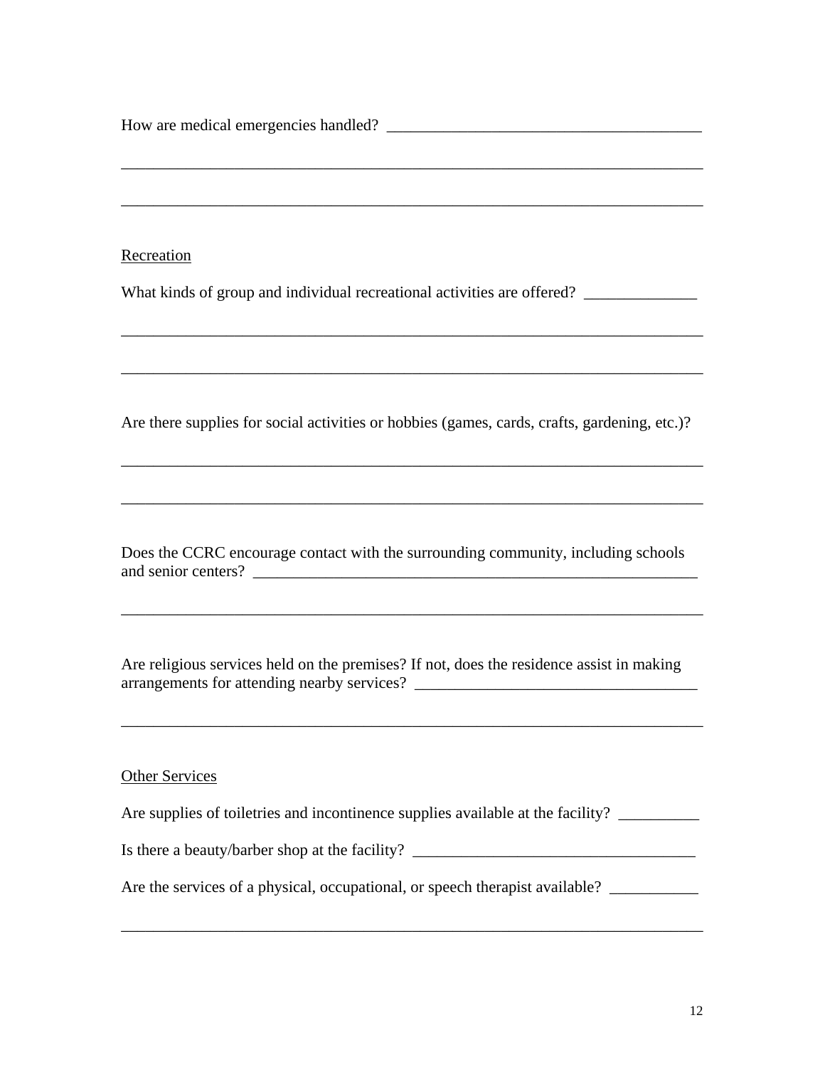How are medical emergencies handled? ________________________________________

__________________________________________________________________________

__________________________________________________________________________

Recreation

What kinds of group and individual recreational activities are offered? ______________

__________________________________________________________________________

__________________________________________________________________________

Are there supplies for social activities or hobbies (games, cards, crafts, gardening, etc.)?

__________________________________________________________________________

__________________________________________________________________________

Does the CCRC encourage contact with the surrounding community, including schools and senior centers? __________________________________________________________

__________________________________________________________________________

Are religious services held on the premises? If not, does the residence assist in making arrangements for attending nearby services? ____________________________________

__________________________________________________________________________

Other Services

Are supplies of toiletries and incontinence supplies available at the facility? __________

Is there a beauty/barber shop at the facility? ____________________________________

Are the services of a physical, occupational, or speech therapist available? ___________

__________________________________________________________________________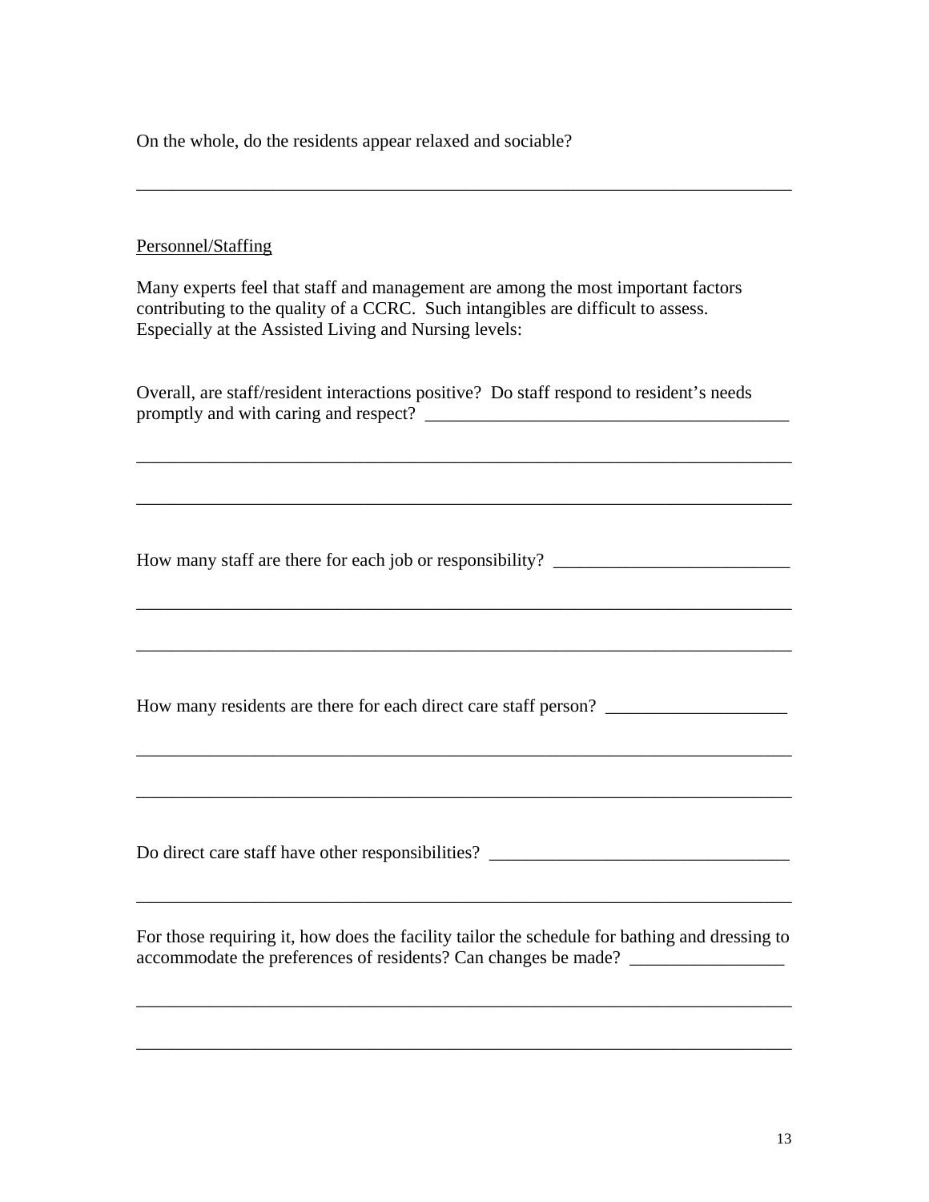On the whole, do the residents appear relaxed and sociable?

___________________________________________________________________________

Personnel/Staffing

Many experts feel that staff and management are among the most important factors contributing to the quality of a CCRC. Such intangibles are difficult to assess. Especially at the Assisted Living and Nursing levels:

Overall, are staff/resident interactions positive? Do staff respond to resident's needs promptly and with caring and respect? _________________________________________

___________________________________________________________________________

___________________________________________________________________________

How many staff are there for each job or responsibility? __________________________

___________________________________________________________________________

___________________________________________________________________________

How many residents are there for each direct care staff person? ____________________

___________________________________________________________________________

___________________________________________________________________________

Do direct care staff have other responsibilities? _________________________________

___________________________________________________________________________

For those requiring it, how does the facility tailor the schedule for bathing and dressing to accommodate the preferences of residents? Can changes be made? _________________

___________________________________________________________________________

___________________________________________________________________________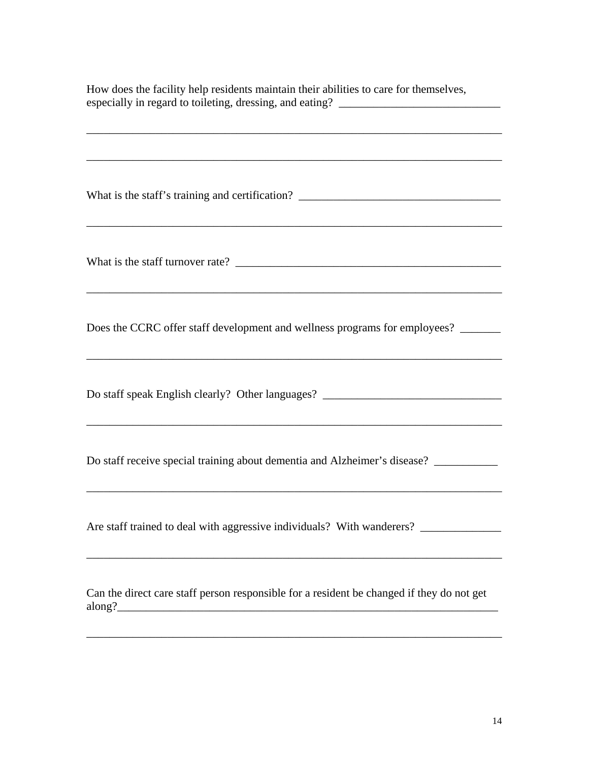How does the facility help residents maintain their abilities to care for themselves, especially in regard to toileting, dressing, and eating? ____________________________

___________________________________________________________________________

___________________________________________________________________________

What is the staff's training and certification? ___________________________________

___________________________________________________________________________

What is the staff turnover rate? _______________________________________________

___________________________________________________________________________

Does the CCRC offer staff development and wellness programs for employees? _______

___________________________________________________________________________

Do staff speak English clearly? Other languages? _______________________________

___________________________________________________________________________

Do staff receive special training about dementia and Alzheimer's disease? ___________

___________________________________________________________________________

Are staff trained to deal with aggressive individuals? With wanderers? ______________

___________________________________________________________________________

Can the direct care staff person responsible for a resident be changed if they do not get along?_____________________________________________________________________

___________________________________________________________________________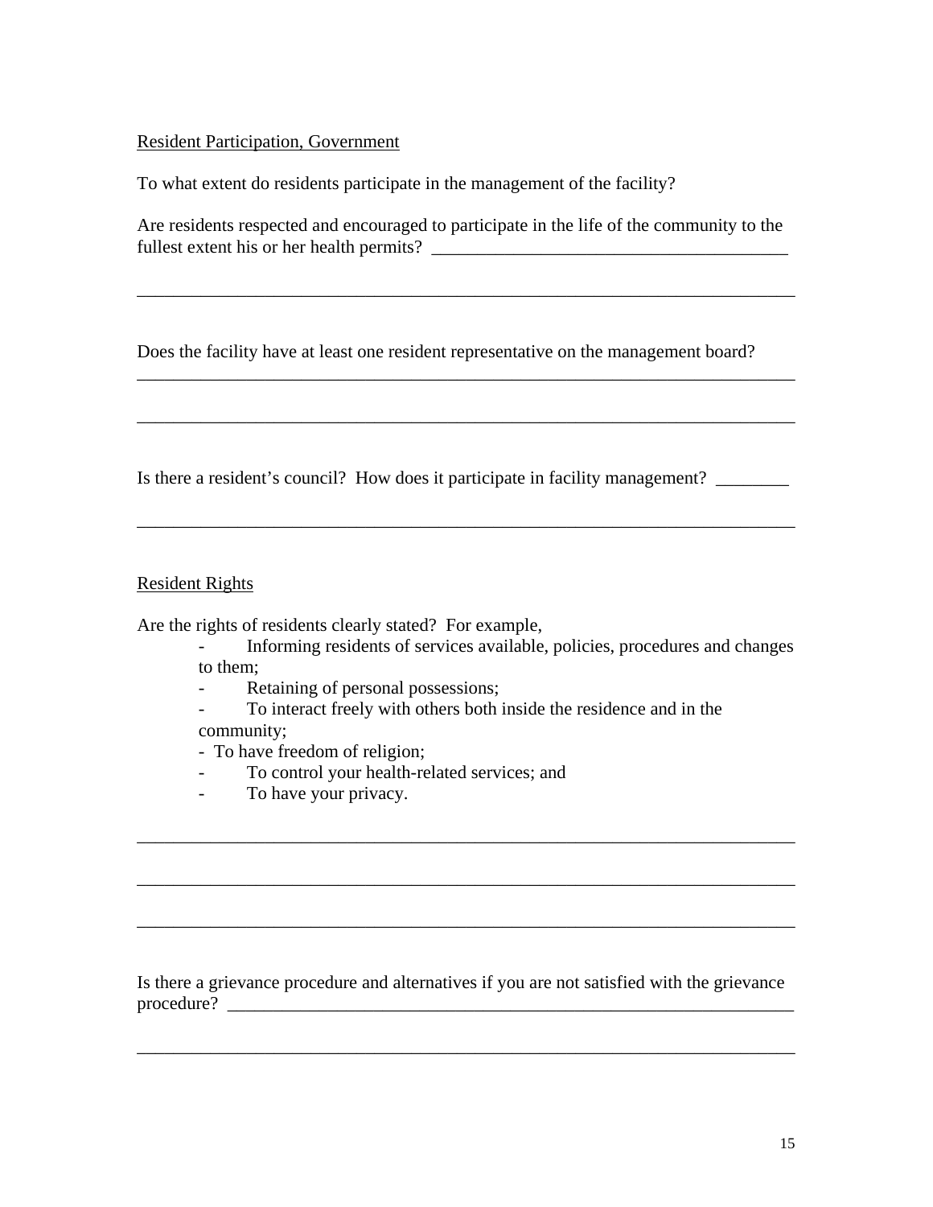<u>Resident Participation, Government</u>

To what extent do residents participate in the management of the facility?

Are residents respected and encouraged to participate in the life of the community to the fullest extent his or her health permits? ________________________________________

___________________________________________________________________________

Does the facility have at least one resident representative on the management board?
___________________________________________________________________________

___________________________________________________________________________

Is there a resident's council? How does it participate in facility management? ________

___________________________________________________________________________

<u>Resident Rights</u>

Are the rights of residents clearly stated? For example,

- Informing residents of services available, policies, procedures and changes to them;
- Retaining of personal possessions;
- To interact freely with others both inside the residence and in the community;
- To have freedom of religion;
- To control your health-related services; and
- To have your privacy.

___________________________________________________________________________

___________________________________________________________________________

___________________________________________________________________________

Is there a grievance procedure and alternatives if you are not satisfied with the grievance procedure? __________________________________________________________________

___________________________________________________________________________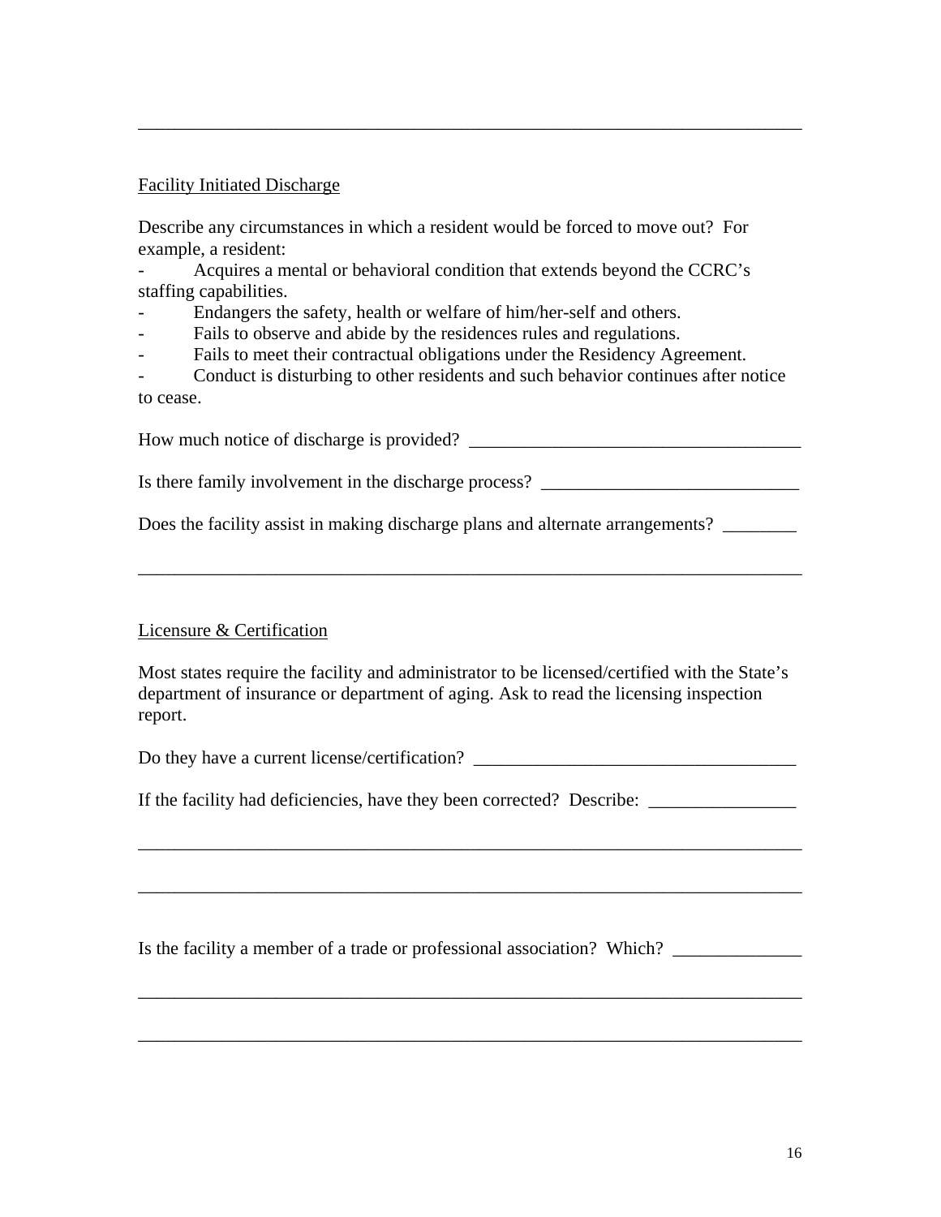_______________________________________________________________________________

Facility Initiated Discharge

Describe any circumstances in which a resident would be forced to move out? For example, a resident:

- Acquires a mental or behavioral condition that extends beyond the CCRC's staffing capabilities.
- Endangers the safety, health or welfare of him/her-self and others.
- Fails to observe and abide by the residences rules and regulations.
- Fails to meet their contractual obligations under the Residency Agreement.
- Conduct is disturbing to other residents and such behavior continues after notice to cease.

How much notice of discharge is provided? ____________________________________

Is there family involvement in the discharge process? ____________________________

Does the facility assist in making discharge plans and alternate arrangements? ________

_______________________________________________________________________________

Licensure & Certification

Most states require the facility and administrator to be licensed/certified with the State's department of insurance or department of aging. Ask to read the licensing inspection report.

Do they have a current license/certification? ___________________________________

If the facility had deficiencies, have they been corrected? Describe: ________________

_______________________________________________________________________________

_______________________________________________________________________________

Is the facility a member of a trade or professional association? Which? ______________

_______________________________________________________________________________

_______________________________________________________________________________